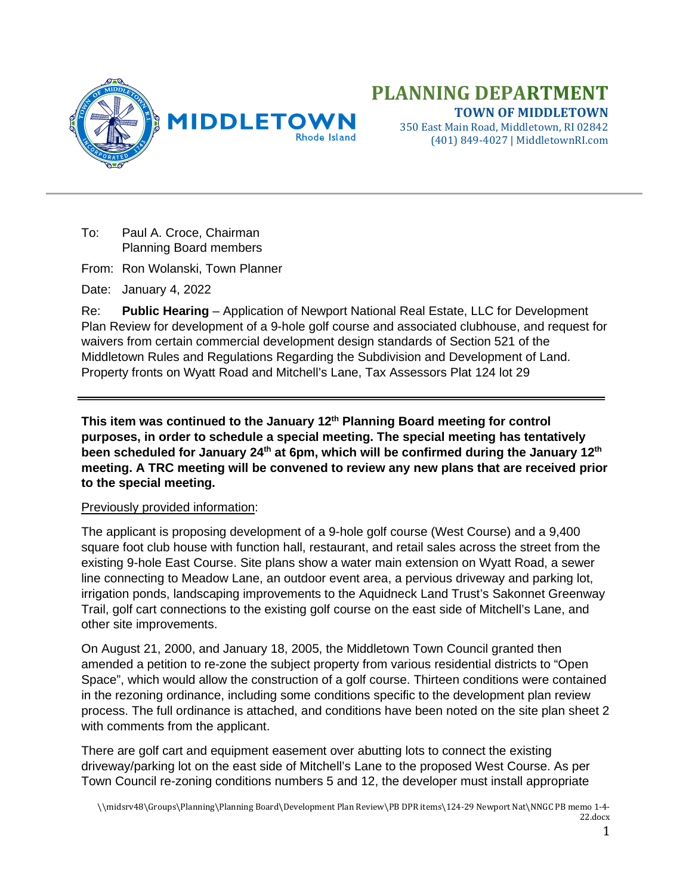# PLANNING DEPARTMENT

**TOWN OF MIDDLETOWN**

350 East Main Road, Middletown, RI 02842
(401) 849-4027 | MiddletownRI.com

---

To: Paul A. Croce, Chairman
Planning Board members

From: Ron Wolanski, Town Planner

Date: January 4, 2022

Re: **Public Hearing** – Application of Newport National Real Estate, LLC for Development Plan Review for development of a 9-hole golf course and associated clubhouse, and request for waivers from certain commercial development design standards of Section 521 of the Middletown Rules and Regulations Regarding the Subdivision and Development of Land. Property fronts on Wyatt Road and Mitchell's Lane, Tax Assessors Plat 124 lot 29

---

**This item was continued to the January 12th Planning Board meeting for control purposes, in order to schedule a special meeting. The special meeting has tentatively been scheduled for January 24th at 6pm, which will be confirmed during the January 12th meeting. A TRC meeting will be convened to review any new plans that are received prior to the special meeting.**

Previously provided information:

The applicant is proposing development of a 9-hole golf course (West Course) and a 9,400 square foot club house with function hall, restaurant, and retail sales across the street from the existing 9-hole East Course. Site plans show a water main extension on Wyatt Road, a sewer line connecting to Meadow Lane, an outdoor event area, a pervious driveway and parking lot, irrigation ponds, landscaping improvements to the Aquidneck Land Trust's Sakonnet Greenway Trail, golf cart connections to the existing golf course on the east side of Mitchell's Lane, and other site improvements.

On August 21, 2000, and January 18, 2005, the Middletown Town Council granted then amended a petition to re-zone the subject property from various residential districts to "Open Space", which would allow the construction of a golf course. Thirteen conditions were contained in the rezoning ordinance, including some conditions specific to the development plan review process. The full ordinance is attached, and conditions have been noted on the site plan sheet 2 with comments from the applicant.

There are golf cart and equipment easement over abutting lots to connect the existing driveway/parking lot on the east side of Mitchell's Lane to the proposed West Course. As per Town Council re-zoning conditions numbers 5 and 12, the developer must install appropriate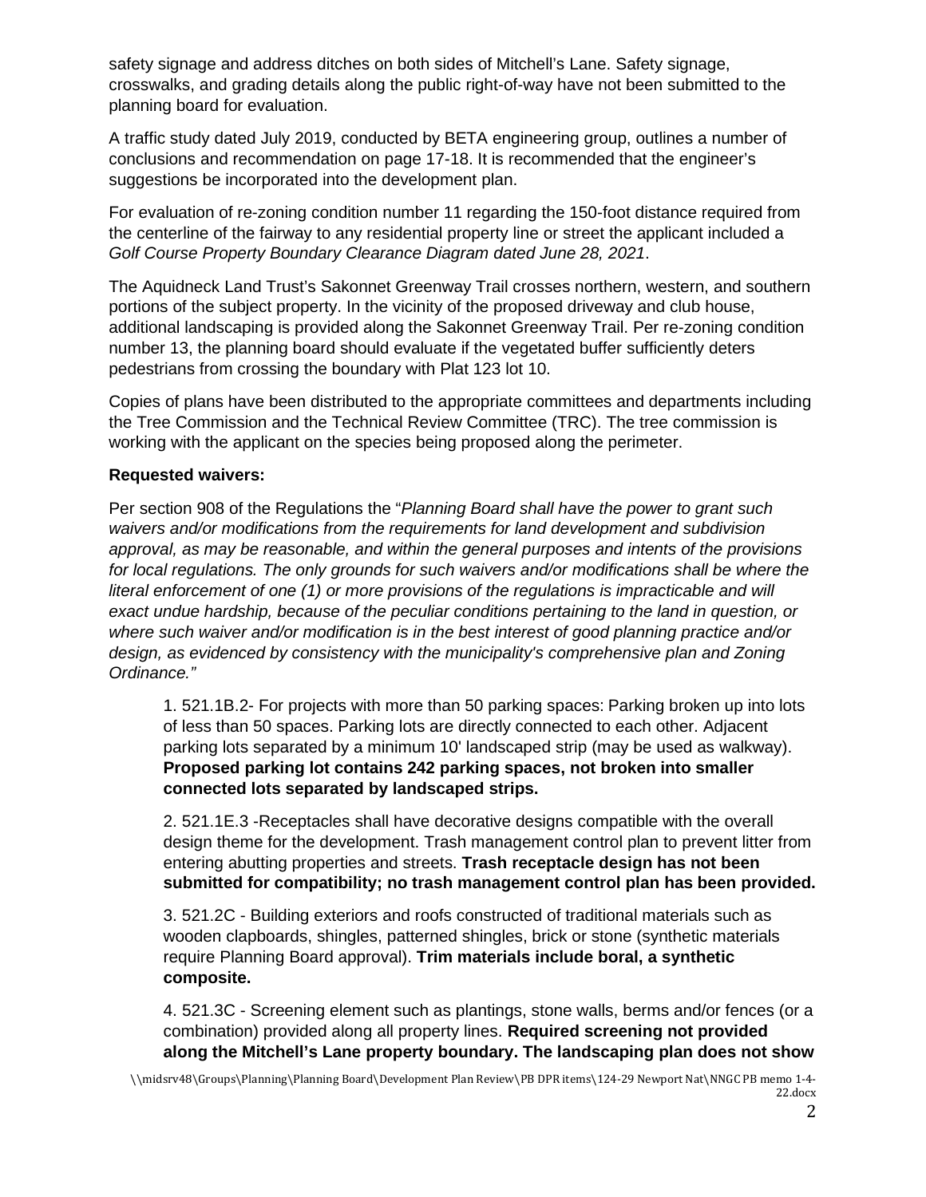safety signage and address ditches on both sides of Mitchell's Lane. Safety signage, crosswalks, and grading details along the public right-of-way have not been submitted to the planning board for evaluation.

A traffic study dated July 2019, conducted by BETA engineering group, outlines a number of conclusions and recommendation on page 17-18. It is recommended that the engineer's suggestions be incorporated into the development plan.

For evaluation of re-zoning condition number 11 regarding the 150-foot distance required from the centerline of the fairway to any residential property line or street the applicant included a *Golf Course Property Boundary Clearance Diagram dated June 28, 2021*.

The Aquidneck Land Trust's Sakonnet Greenway Trail crosses northern, western, and southern portions of the subject property. In the vicinity of the proposed driveway and club house, additional landscaping is provided along the Sakonnet Greenway Trail. Per re-zoning condition number 13, the planning board should evaluate if the vegetated buffer sufficiently deters pedestrians from crossing the boundary with Plat 123 lot 10.

Copies of plans have been distributed to the appropriate committees and departments including the Tree Commission and the Technical Review Committee (TRC). The tree commission is working with the applicant on the species being proposed along the perimeter.

**Requested waivers:**

Per section 908 of the Regulations the "*Planning Board shall have the power to grant such waivers and/or modifications from the requirements for land development and subdivision approval, as may be reasonable, and within the general purposes and intents of the provisions for local regulations. The only grounds for such waivers and/or modifications shall be where the literal enforcement of one (1) or more provisions of the regulations is impracticable and will exact undue hardship, because of the peculiar conditions pertaining to the land in question, or where such waiver and/or modification is in the best interest of good planning practice and/or design, as evidenced by consistency with the municipality's comprehensive plan and Zoning Ordinance.*"

1. 521.1B.2- For projects with more than 50 parking spaces: Parking broken up into lots of less than 50 spaces. Parking lots are directly connected to each other. Adjacent parking lots separated by a minimum 10' landscaped strip (may be used as walkway). **Proposed parking lot contains 242 parking spaces, not broken into smaller connected lots separated by landscaped strips.**

2. 521.1E.3 -Receptacles shall have decorative designs compatible with the overall design theme for the development. Trash management control plan to prevent litter from entering abutting properties and streets. **Trash receptacle design has not been submitted for compatibility; no trash management control plan has been provided.**

3. 521.2C - Building exteriors and roofs constructed of traditional materials such as wooden clapboards, shingles, patterned shingles, brick or stone (synthetic materials require Planning Board approval). **Trim materials include boral, a synthetic composite.**

4. 521.3C - Screening element such as plantings, stone walls, berms and/or fences (or a combination) provided along all property lines. **Required screening not provided along the Mitchell's Lane property boundary. The landscaping plan does not show**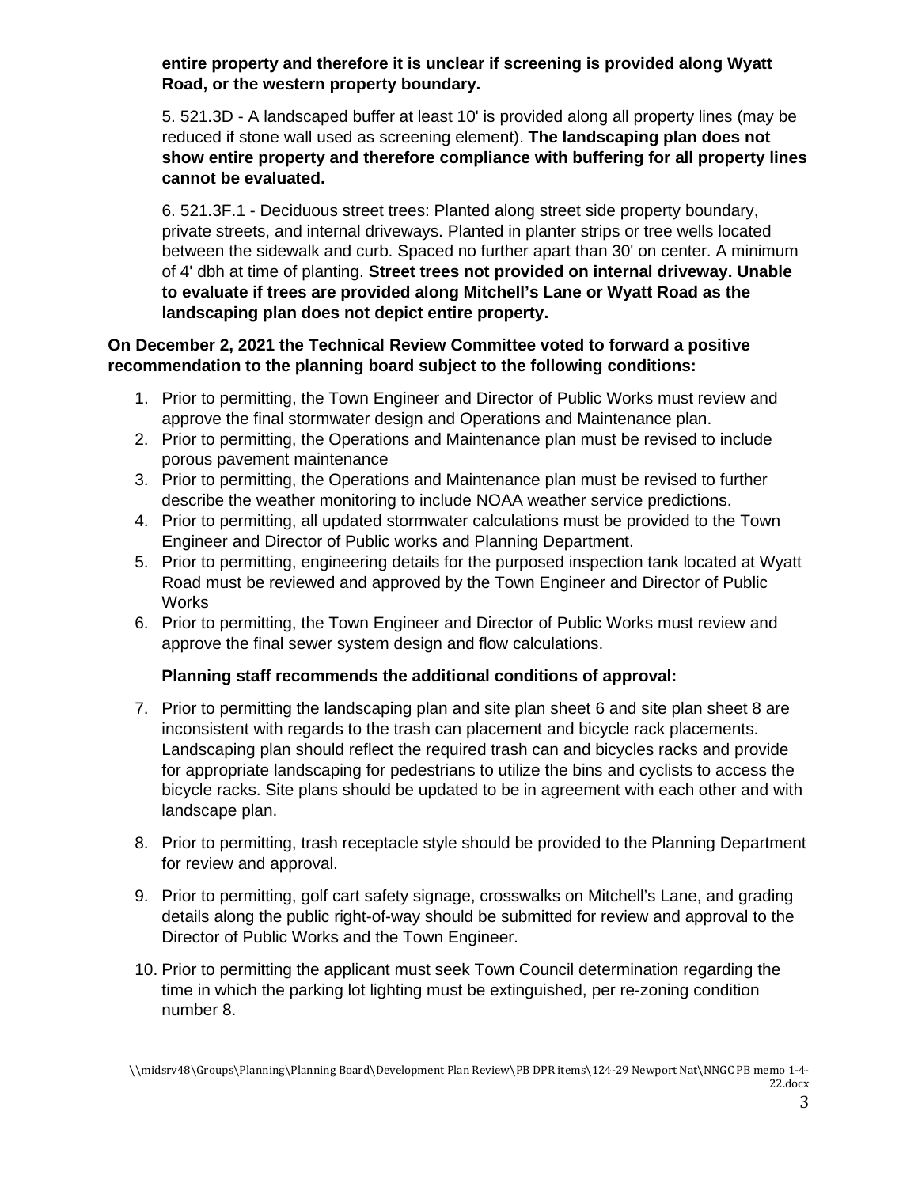**entire property and therefore it is unclear if screening is provided along Wyatt Road, or the western property boundary.**

5. 521.3D - A landscaped buffer at least 10' is provided along all property lines (may be reduced if stone wall used as screening element). **The landscaping plan does not show entire property and therefore compliance with buffering for all property lines cannot be evaluated.**

6. 521.3F.1 - Deciduous street trees: Planted along street side property boundary, private streets, and internal driveways. Planted in planter strips or tree wells located between the sidewalk and curb. Spaced no further apart than 30' on center. A minimum of 4' dbh at time of planting. **Street trees not provided on internal driveway. Unable to evaluate if trees are provided along Mitchell's Lane or Wyatt Road as the landscaping plan does not depict entire property.**

**On December 2, 2021 the Technical Review Committee voted to forward a positive recommendation to the planning board subject to the following conditions:**

1. Prior to permitting, the Town Engineer and Director of Public Works must review and approve the final stormwater design and Operations and Maintenance plan.
2. Prior to permitting, the Operations and Maintenance plan must be revised to include porous pavement maintenance
3. Prior to permitting, the Operations and Maintenance plan must be revised to further describe the weather monitoring to include NOAA weather service predictions.
4. Prior to permitting, all updated stormwater calculations must be provided to the Town Engineer and Director of Public works and Planning Department.
5. Prior to permitting, engineering details for the purposed inspection tank located at Wyatt Road must be reviewed and approved by the Town Engineer and Director of Public Works
6. Prior to permitting, the Town Engineer and Director of Public Works must review and approve the final sewer system design and flow calculations.

**Planning staff recommends the additional conditions of approval:**

7. Prior to permitting the landscaping plan and site plan sheet 6 and site plan sheet 8 are inconsistent with regards to the trash can placement and bicycle rack placements. Landscaping plan should reflect the required trash can and bicycles racks and provide for appropriate landscaping for pedestrians to utilize the bins and cyclists to access the bicycle racks. Site plans should be updated to be in agreement with each other and with landscape plan.
8. Prior to permitting, trash receptacle style should be provided to the Planning Department for review and approval.
9. Prior to permitting, golf cart safety signage, crosswalks on Mitchell's Lane, and grading details along the public right-of-way should be submitted for review and approval to the Director of Public Works and the Town Engineer.
10. Prior to permitting the applicant must seek Town Council determination regarding the time in which the parking lot lighting must be extinguished, per re-zoning condition number 8.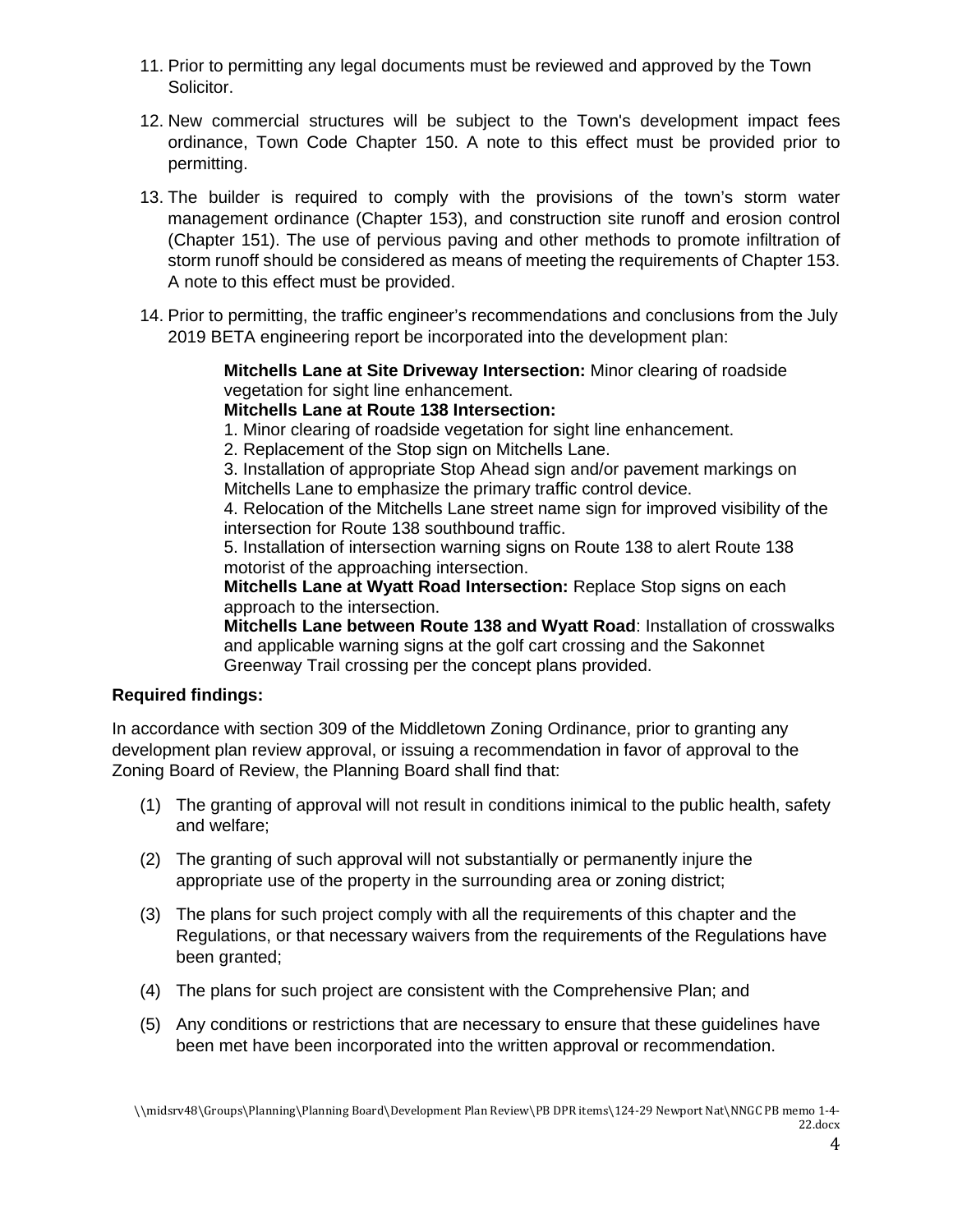11. Prior to permitting any legal documents must be reviewed and approved by the Town Solicitor.

12. New commercial structures will be subject to the Town's development impact fees ordinance, Town Code Chapter 150. A note to this effect must be provided prior to permitting.

13. The builder is required to comply with the provisions of the town's storm water management ordinance (Chapter 153), and construction site runoff and erosion control (Chapter 151). The use of pervious paving and other methods to promote infiltration of storm runoff should be considered as means of meeting the requirements of Chapter 153. A note to this effect must be provided.

14. Prior to permitting, the traffic engineer's recommendations and conclusions from the July 2019 BETA engineering report be incorporated into the development plan:

    **Mitchells Lane at Site Driveway Intersection:** Minor clearing of roadside vegetation for sight line enhancement.
    **Mitchells Lane at Route 138 Intersection:**
    1. Minor clearing of roadside vegetation for sight line enhancement.
    2. Replacement of the Stop sign on Mitchells Lane.
    3. Installation of appropriate Stop Ahead sign and/or pavement markings on Mitchells Lane to emphasize the primary traffic control device.
    4. Relocation of the Mitchells Lane street name sign for improved visibility of the intersection for Route 138 southbound traffic.
    5. Installation of intersection warning signs on Route 138 to alert Route 138 motorist of the approaching intersection.
    **Mitchells Lane at Wyatt Road Intersection:** Replace Stop signs on each approach to the intersection.
    **Mitchells Lane between Route 138 and Wyatt Road**: Installation of crosswalks and applicable warning signs at the golf cart crossing and the Sakonnet Greenway Trail crossing per the concept plans provided.

**Required findings:**

In accordance with section 309 of the Middletown Zoning Ordinance, prior to granting any development plan review approval, or issuing a recommendation in favor of approval to the Zoning Board of Review, the Planning Board shall find that:

(1) The granting of approval will not result in conditions inimical to the public health, safety and welfare;

(2) The granting of such approval will not substantially or permanently injure the appropriate use of the property in the surrounding area or zoning district;

(3) The plans for such project comply with all the requirements of this chapter and the Regulations, or that necessary waivers from the requirements of the Regulations have been granted;

(4) The plans for such project are consistent with the Comprehensive Plan; and

(5) Any conditions or restrictions that are necessary to ensure that these guidelines have been met have been incorporated into the written approval or recommendation.

\\midsrv48\Groups\Planning\Planning Board\Development Plan Review\PB DPR items\124-29 Newport Nat\NNGC PB memo 1-4-22.docx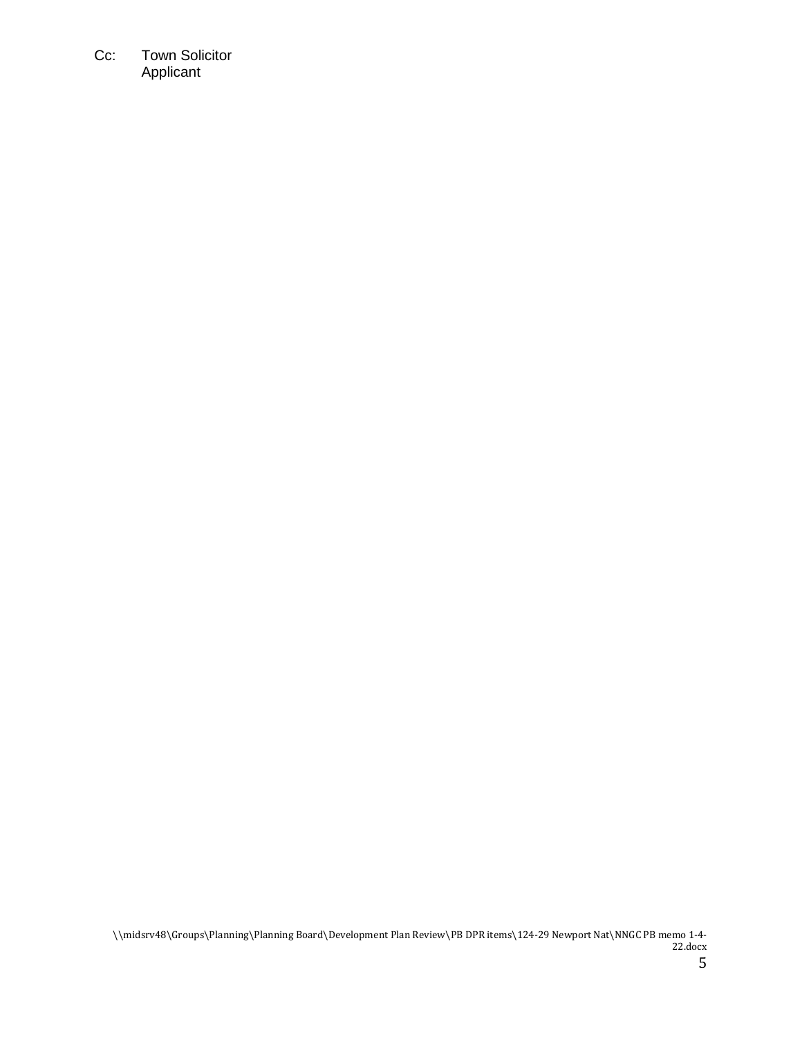Cc: Town Solicitor
Applicant

\\midsrv48\Groups\Planning\Planning Board\Development Plan Review\PB DPR items\124-29 Newport Nat\NNGC PB memo 1-4-22.docx